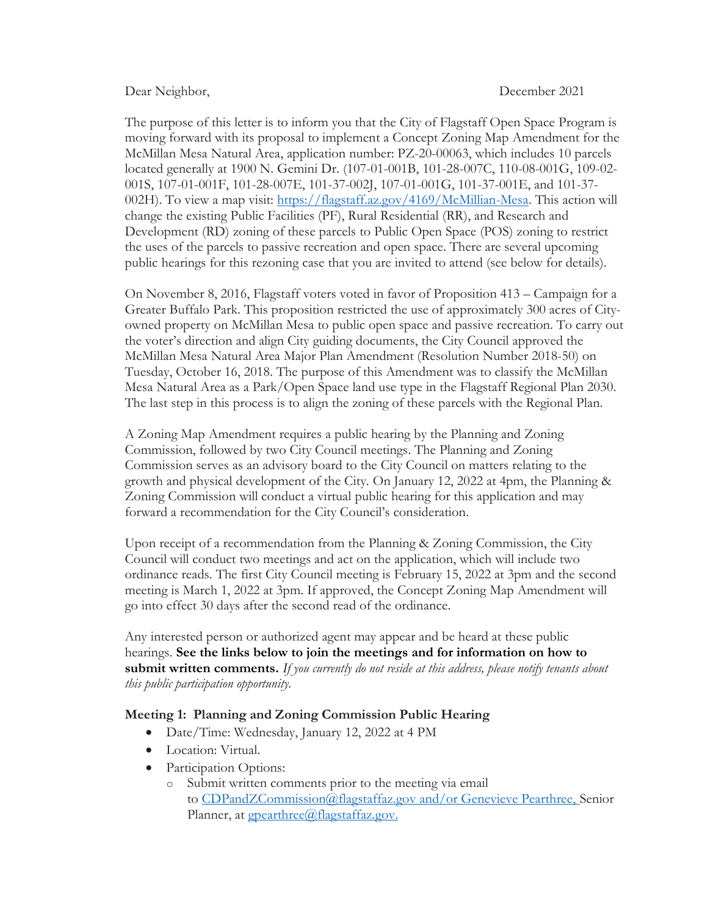Dear Neighbor, December 2021

The purpose of this letter is to inform you that the City of Flagstaff Open Space Program is moving forward with its proposal to implement a Concept Zoning Map Amendment for the McMillan Mesa Natural Area, application number: PZ-20-00063, which includes 10 parcels located generally at 1900 N. Gemini Dr. (107-01-001B, 101-28-007C, 110-08-001G, 109-02-001S, 107-01-001F, 101-28-007E, 101-37-002J, 107-01-001G, 101-37-001E, and 101-37-002H). To view a map visit: [https://flagstaff.az.gov/4169/McMillian-Mesa](https://flagstaff.az.gov/4169/McMillian-Mesa). This action will change the existing Public Facilities (PF), Rural Residential (RR), and Research and Development (RD) zoning of these parcels to Public Open Space (POS) zoning to restrict the uses of the parcels to passive recreation and open space. There are several upcoming public hearings for this rezoning case that you are invited to attend (see below for details).

On November 8, 2016, Flagstaff voters voted in favor of Proposition 413 – Campaign for a Greater Buffalo Park. This proposition restricted the use of approximately 300 acres of City-owned property on McMillan Mesa to public open space and passive recreation. To carry out the voter's direction and align City guiding documents, the City Council approved the McMillan Mesa Natural Area Major Plan Amendment (Resolution Number 2018-50) on Tuesday, October 16, 2018. The purpose of this Amendment was to classify the McMillan Mesa Natural Area as a Park/Open Space land use type in the Flagstaff Regional Plan 2030. The last step in this process is to align the zoning of these parcels with the Regional Plan.

A Zoning Map Amendment requires a public hearing by the Planning and Zoning Commission, followed by two City Council meetings. The Planning and Zoning Commission serves as an advisory board to the City Council on matters relating to the growth and physical development of the City. On January 12, 2022 at 4pm, the Planning & Zoning Commission will conduct a virtual public hearing for this application and may forward a recommendation for the City Council's consideration.

Upon receipt of a recommendation from the Planning & Zoning Commission, the City Council will conduct two meetings and act on the application, which will include two ordinance reads. The first City Council meeting is February 15, 2022 at 3pm and the second meeting is March 1, 2022 at 3pm. If approved, the Concept Zoning Map Amendment will go into effect 30 days after the second read of the ordinance.

Any interested person or authorized agent may appear and be heard at these public hearings. **See the links below to join the meetings and for information on how to submit written comments.** *If you currently do not reside at this address, please notify tenants about this public participation opportunity.*

**Meeting 1: Planning and Zoning Commission Public Hearing**

- Date/Time: Wednesday, January 12, 2022 at 4 PM
- Location: Virtual.
- Participation Options:
  - Submit written comments prior to the meeting via email to CDPandZCommission@flagstaffaz.gov and/or Genevieve Pearthree, Senior Planner, at gpearthree@flagstaffaz.gov.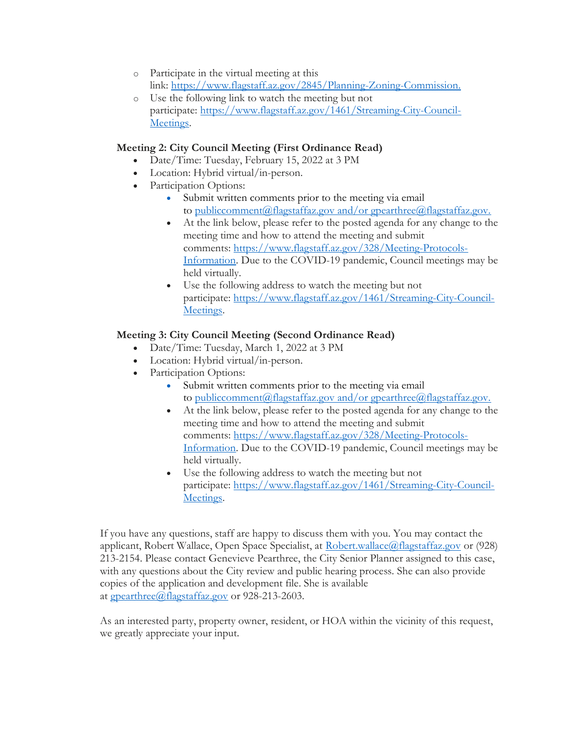- Participate in the virtual meeting at this link: https://www.flagstaff.az.gov/2845/Planning-Zoning-Commission.
- Use the following link to watch the meeting but not participate: https://www.flagstaff.az.gov/1461/Streaming-City-Council-Meetings.

**Meeting 2: City Council Meeting (First Ordinance Read)**

- Date/Time: Tuesday, February 15, 2022 at 3 PM
- Location: Hybrid virtual/in-person.
- Participation Options:
  - Submit written comments prior to the meeting via email to publiccomment@flagstaffaz.gov and/or gpearthree@flagstaffaz.gov.
  - At the link below, please refer to the posted agenda for any change to the meeting time and how to attend the meeting and submit comments: https://www.flagstaff.az.gov/328/Meeting-Protocols-Information. Due to the COVID-19 pandemic, Council meetings may be held virtually.
  - Use the following address to watch the meeting but not participate: https://www.flagstaff.az.gov/1461/Streaming-City-Council-Meetings.

**Meeting 3: City Council Meeting (Second Ordinance Read)**

- Date/Time: Tuesday, March 1, 2022 at 3 PM
- Location: Hybrid virtual/in-person.
- Participation Options:
  - Submit written comments prior to the meeting via email to publiccomment@flagstaffaz.gov and/or gpearthree@flagstaffaz.gov.
  - At the link below, please refer to the posted agenda for any change to the meeting time and how to attend the meeting and submit comments: https://www.flagstaff.az.gov/328/Meeting-Protocols-Information. Due to the COVID-19 pandemic, Council meetings may be held virtually.
  - Use the following address to watch the meeting but not participate: https://www.flagstaff.az.gov/1461/Streaming-City-Council-Meetings.

If you have any questions, staff are happy to discuss them with you. You may contact the applicant, Robert Wallace, Open Space Specialist, at Robert.wallace@flagstaffaz.gov or (928) 213-2154. Please contact Genevieve Pearthree, the City Senior Planner assigned to this case, with any questions about the City review and public hearing process. She can also provide copies of the application and development file. She is available at gpearthree@flagstaffaz.gov or 928-213-2603.

As an interested party, property owner, resident, or HOA within the vicinity of this request, we greatly appreciate your input.